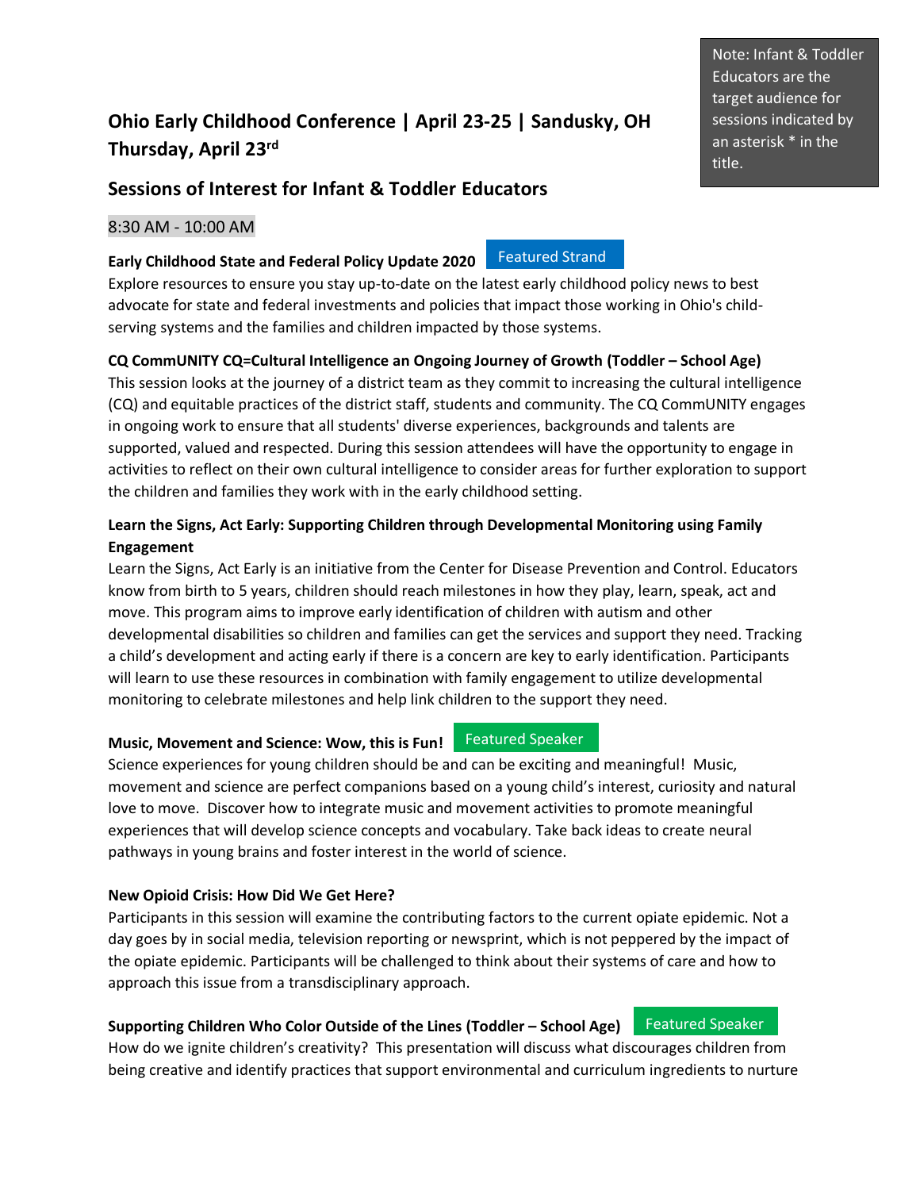Note: Infant & Toddler Educators are the target audience for sessions indicated by an asterisk * in the title.

# Ohio Early Childhood Conference | April 23-25 | Sandusky, OH

## Thursday, April 23rd

## Sessions of Interest for Infant & Toddler Educators

8:30 AM - 10:00 AM

**Early Childhood State and Federal Policy Update 2020** Featured Strand

Explore resources to ensure you stay up-to-date on the latest early childhood policy news to best advocate for state and federal investments and policies that impact those working in Ohio's child-serving systems and the families and children impacted by those systems.

**CQ CommUNITY CQ=Cultural Intelligence an Ongoing Journey of Growth (Toddler – School Age)**

This session looks at the journey of a district team as they commit to increasing the cultural intelligence (CQ) and equitable practices of the district staff, students and community. The CQ CommUNITY engages in ongoing work to ensure that all students' diverse experiences, backgrounds and talents are supported, valued and respected. During this session attendees will have the opportunity to engage in activities to reflect on their own cultural intelligence to consider areas for further exploration to support the children and families they work with in the early childhood setting.

**Learn the Signs, Act Early: Supporting Children through Developmental Monitoring using Family Engagement**

Learn the Signs, Act Early is an initiative from the Center for Disease Prevention and Control. Educators know from birth to 5 years, children should reach milestones in how they play, learn, speak, act and move. This program aims to improve early identification of children with autism and other developmental disabilities so children and families can get the services and support they need. Tracking a child's development and acting early if there is a concern are key to early identification. Participants will learn to use these resources in combination with family engagement to utilize developmental monitoring to celebrate milestones and help link children to the support they need.

**Music, Movement and Science: Wow, this is Fun!** Featured Speaker

Science experiences for young children should be and can be exciting and meaningful! Music, movement and science are perfect companions based on a young child's interest, curiosity and natural love to move. Discover how to integrate music and movement activities to promote meaningful experiences that will develop science concepts and vocabulary. Take back ideas to create neural pathways in young brains and foster interest in the world of science.

**New Opioid Crisis: How Did We Get Here?**

Participants in this session will examine the contributing factors to the current opiate epidemic. Not a day goes by in social media, television reporting or newsprint, which is not peppered by the impact of the opiate epidemic. Participants will be challenged to think about their systems of care and how to approach this issue from a transdisciplinary approach.

**Supporting Children Who Color Outside of the Lines (Toddler – School Age)** Featured Speaker

How do we ignite children's creativity? This presentation will discuss what discourages children from being creative and identify practices that support environmental and curriculum ingredients to nurture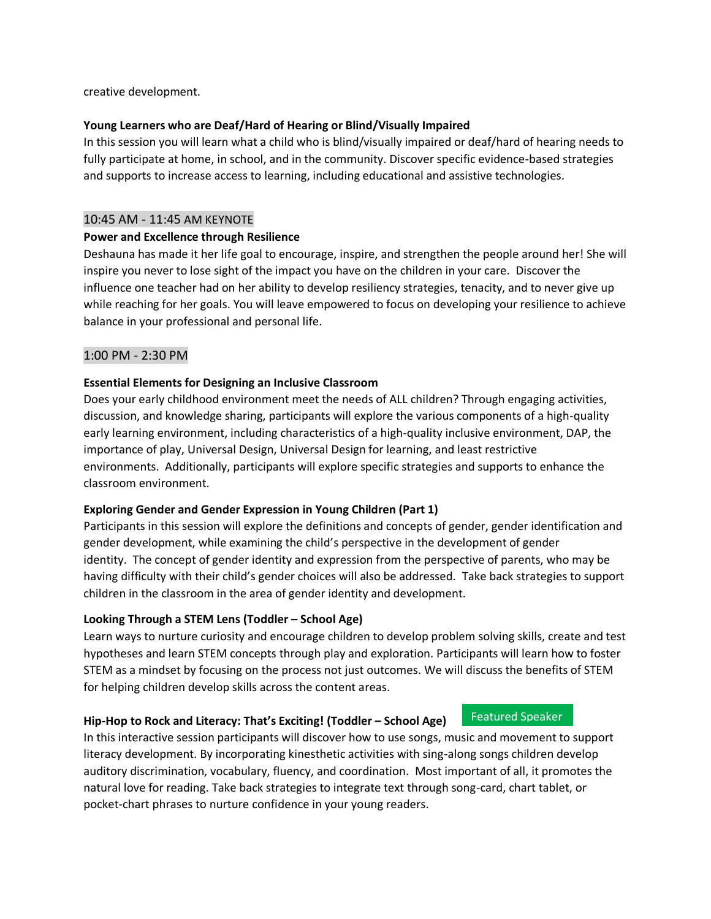creative development.

**Young Learners who are Deaf/Hard of Hearing or Blind/Visually Impaired**
In this session you will learn what a child who is blind/visually impaired or deaf/hard of hearing needs to fully participate at home, in school, and in the community. Discover specific evidence-based strategies and supports to increase access to learning, including educational and assistive technologies.

## 10:45 AM - 11:45 AM KEYNOTE

**Power and Excellence through Resilience**
Deshauna has made it her life goal to encourage, inspire, and strengthen the people around her! She will inspire you never to lose sight of the impact you have on the children in your care. Discover the influence one teacher had on her ability to develop resiliency strategies, tenacity, and to never give up while reaching for her goals. You will leave empowered to focus on developing your resilience to achieve balance in your professional and personal life.

## 1:00 PM - 2:30 PM

**Essential Elements for Designing an Inclusive Classroom**
Does your early childhood environment meet the needs of ALL children? Through engaging activities, discussion, and knowledge sharing, participants will explore the various components of a high-quality early learning environment, including characteristics of a high-quality inclusive environment, DAP, the importance of play, Universal Design, Universal Design for learning, and least restrictive environments. Additionally, participants will explore specific strategies and supports to enhance the classroom environment.

**Exploring Gender and Gender Expression in Young Children (Part 1)**
Participants in this session will explore the definitions and concepts of gender, gender identification and gender development, while examining the child's perspective in the development of gender identity. The concept of gender identity and expression from the perspective of parents, who may be having difficulty with their child's gender choices will also be addressed. Take back strategies to support children in the classroom in the area of gender identity and development.

**Looking Through a STEM Lens (Toddler – School Age)**
Learn ways to nurture curiosity and encourage children to develop problem solving skills, create and test hypotheses and learn STEM concepts through play and exploration. Participants will learn how to foster STEM as a mindset by focusing on the process not just outcomes. We will discuss the benefits of STEM for helping children develop skills across the content areas.

**Hip-Hop to Rock and Literacy: That's Exciting! (Toddler – School Age)** Featured Speaker
In this interactive session participants will discover how to use songs, music and movement to support literacy development. By incorporating kinesthetic activities with sing-along songs children develop auditory discrimination, vocabulary, fluency, and coordination. Most important of all, it promotes the natural love for reading. Take back strategies to integrate text through song-card, chart tablet, or pocket-chart phrases to nurture confidence in your young readers.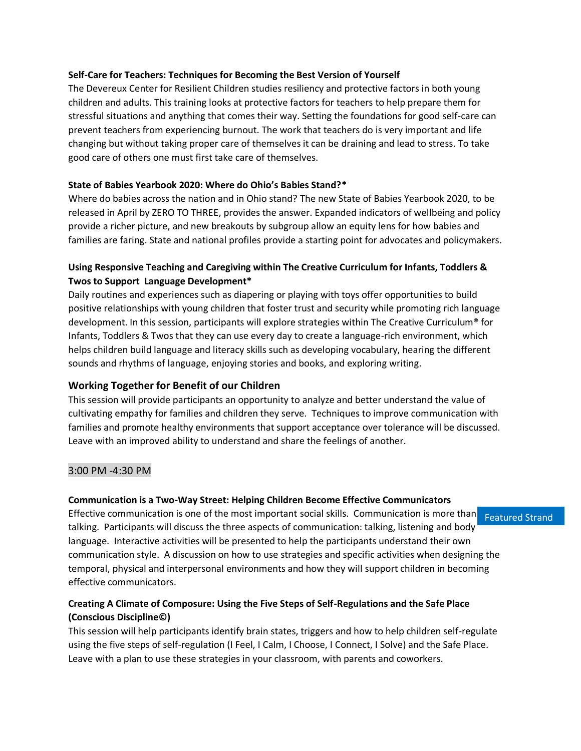**Self-Care for Teachers: Techniques for Becoming the Best Version of Yourself**

The Devereux Center for Resilient Children studies resiliency and protective factors in both young children and adults. This training looks at protective factors for teachers to help prepare them for stressful situations and anything that comes their way. Setting the foundations for good self-care can prevent teachers from experiencing burnout. The work that teachers do is very important and life changing but without taking proper care of themselves it can be draining and lead to stress. To take good care of others one must first take care of themselves.

**State of Babies Yearbook 2020: Where do Ohio's Babies Stand?***

Where do babies across the nation and in Ohio stand? The new State of Babies Yearbook 2020, to be released in April by ZERO TO THREE, provides the answer. Expanded indicators of wellbeing and policy provide a richer picture, and new breakouts by subgroup allow an equity lens for how babies and families are faring. State and national profiles provide a starting point for advocates and policymakers.

**Using Responsive Teaching and Caregiving within The Creative Curriculum for Infants, Toddlers & Twos to Support Language Development***

Daily routines and experiences such as diapering or playing with toys offer opportunities to build positive relationships with young children that foster trust and security while promoting rich language development. In this session, participants will explore strategies within The Creative Curriculum® for Infants, Toddlers & Twos that they can use every day to create a language-rich environment, which helps children build language and literacy skills such as developing vocabulary, hearing the different sounds and rhythms of language, enjoying stories and books, and exploring writing.

**Working Together for Benefit of our Children**

This session will provide participants an opportunity to analyze and better understand the value of cultivating empathy for families and children they serve. Techniques to improve communication with families and promote healthy environments that support acceptance over tolerance will be discussed. Leave with an improved ability to understand and share the feelings of another.

## 3:00 PM -4:30 PM

**Communication is a Two-Way Street: Helping Children Become Effective Communicators**

Featured Strand

Effective communication is one of the most important social skills. Communication is more than talking. Participants will discuss the three aspects of communication: talking, listening and body language. Interactive activities will be presented to help the participants understand their own communication style. A discussion on how to use strategies and specific activities when designing the temporal, physical and interpersonal environments and how they will support children in becoming effective communicators.

**Creating A Climate of Composure: Using the Five Steps of Self-Regulations and the Safe Place (Conscious Discipline©)**

This session will help participants identify brain states, triggers and how to help children self-regulate using the five steps of self-regulation (I Feel, I Calm, I Choose, I Connect, I Solve) and the Safe Place. Leave with a plan to use these strategies in your classroom, with parents and coworkers.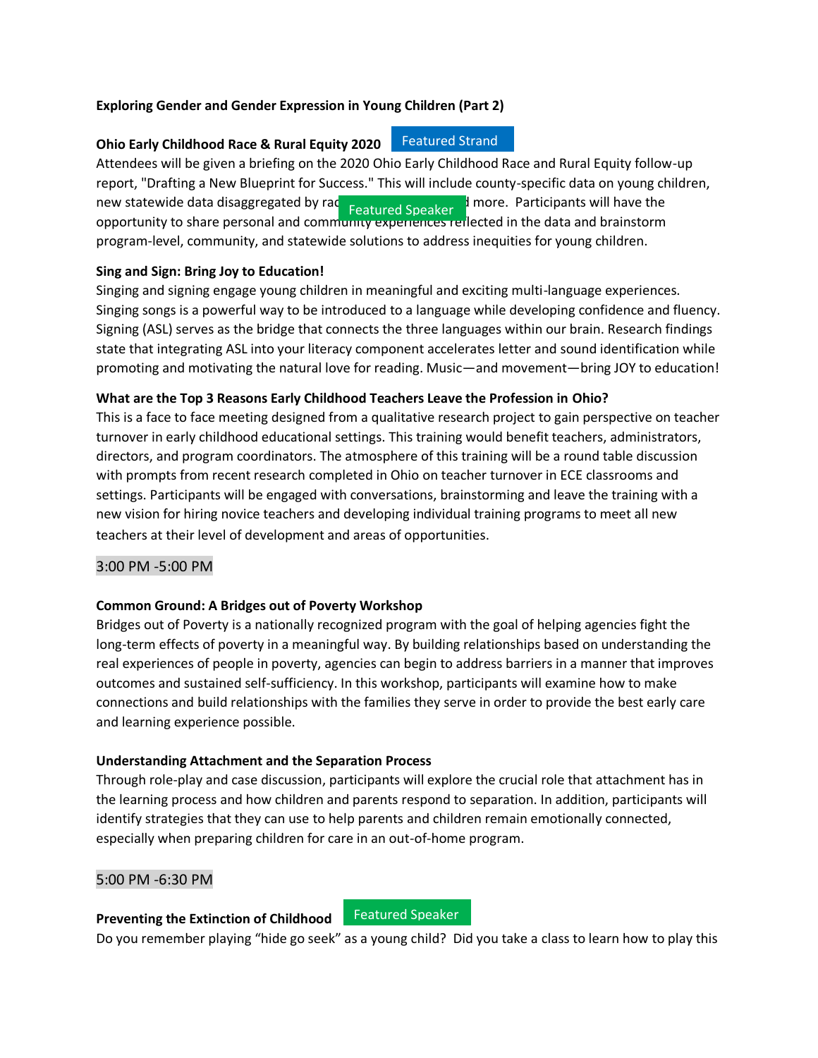**Exploring Gender and Gender Expression in Young Children (Part 2)**

**Ohio Early Childhood Race & Rural Equity 2020** Featured Strand

Attendees will be given a briefing on the 2020 Ohio Early Childhood Race and Rural Equity follow-up report, "Drafting a New Blueprint for Success." This will include county-specific data on young children, new statewide data disaggregated by rac Featured Speaker d more. Participants will have the opportunity to share personal and community experiences reflected in the data and brainstorm program-level, community, and statewide solutions to address inequities for young children.

**Sing and Sign: Bring Joy to Education!**

Singing and signing engage young children in meaningful and exciting multi-language experiences. Singing songs is a powerful way to be introduced to a language while developing confidence and fluency. Signing (ASL) serves as the bridge that connects the three languages within our brain. Research findings state that integrating ASL into your literacy component accelerates letter and sound identification while promoting and motivating the natural love for reading. Music—and movement—bring JOY to education!

**What are the Top 3 Reasons Early Childhood Teachers Leave the Profession in Ohio?**

This is a face to face meeting designed from a qualitative research project to gain perspective on teacher turnover in early childhood educational settings. This training would benefit teachers, administrators, directors, and program coordinators. The atmosphere of this training will be a round table discussion with prompts from recent research completed in Ohio on teacher turnover in ECE classrooms and settings. Participants will be engaged with conversations, brainstorming and leave the training with a new vision for hiring novice teachers and developing individual training programs to meet all new teachers at their level of development and areas of opportunities.

3:00 PM -5:00 PM

**Common Ground: A Bridges out of Poverty Workshop**

Bridges out of Poverty is a nationally recognized program with the goal of helping agencies fight the long-term effects of poverty in a meaningful way. By building relationships based on understanding the real experiences of people in poverty, agencies can begin to address barriers in a manner that improves outcomes and sustained self-sufficiency. In this workshop, participants will examine how to make connections and build relationships with the families they serve in order to provide the best early care and learning experience possible.

**Understanding Attachment and the Separation Process**

Through role-play and case discussion, participants will explore the crucial role that attachment has in the learning process and how children and parents respond to separation. In addition, participants will identify strategies that they can use to help parents and children remain emotionally connected, especially when preparing children for care in an out-of-home program.

5:00 PM -6:30 PM

**Preventing the Extinction of Childhood** Featured Speaker

Do you remember playing "hide go seek" as a young child? Did you take a class to learn how to play this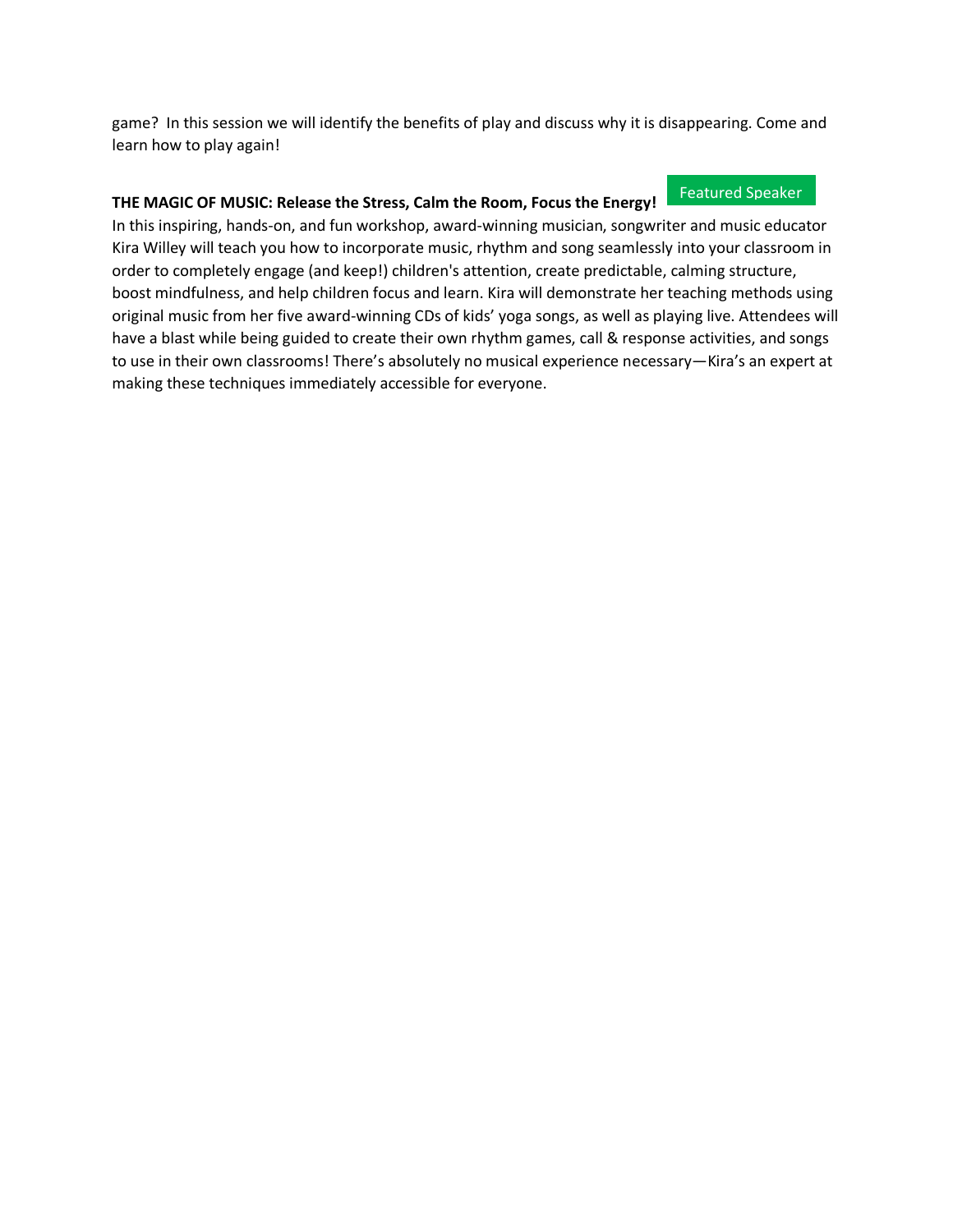game? In this session we will identify the benefits of play and discuss why it is disappearing. Come and learn how to play again!

**THE MAGIC OF MUSIC: Release the Stress, Calm the Room, Focus the Energy!** Featured Speaker

In this inspiring, hands-on, and fun workshop, award-winning musician, songwriter and music educator Kira Willey will teach you how to incorporate music, rhythm and song seamlessly into your classroom in order to completely engage (and keep!) children's attention, create predictable, calming structure, boost mindfulness, and help children focus and learn. Kira will demonstrate her teaching methods using original music from her five award-winning CDs of kids' yoga songs, as well as playing live. Attendees will have a blast while being guided to create their own rhythm games, call & response activities, and songs to use in their own classrooms! There's absolutely no musical experience necessary—Kira's an expert at making these techniques immediately accessible for everyone.